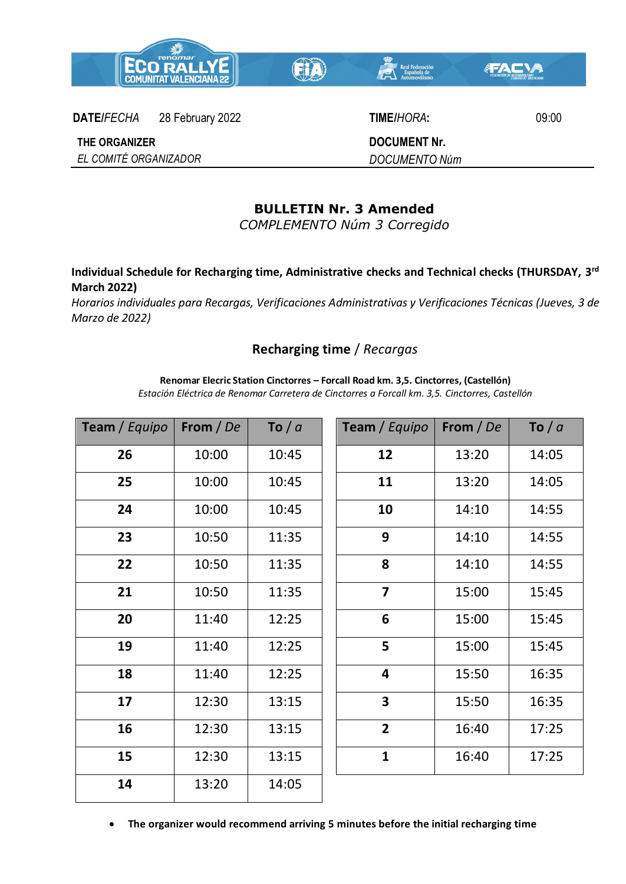| **DATE**/*FECHA* | 28 February 2022 | **TIME**/*HORA*: | 09:00 |
|---|---|---|---|
| **THE ORGANIZER** *EL COMITÉ ORGANIZADOR* | | **DOCUMENT Nr.** *DOCUMENTO Núm* | |

## BULLETIN Nr. 3 Amended

*COMPLEMENTO Núm 3 Corregido*

**Individual Schedule for Recharging time, Administrative checks and Technical checks (THURSDAY, 3rd March 2022)**
*Horarios individuales para Recargas, Verificaciones Administrativas y Verificaciones Técnicas (Jueves, 3 de Marzo de 2022)*

### Recharging time / *Recargas*

**Renomar Elecric Station Cinctorres – Forcall Road km. 3,5. Cinctorres, (Castellón)**
*Estación Eléctrica de Renomar Carretera de Cinctorres a Forcall km. 3,5. Cinctorres, Castellón*

| **Team** / *Equipo* | **From** / *De* | **To** / *a* |
|---|---|---|
| **26** | 10:00 | 10:45 |
| **25** | 10:00 | 10:45 |
| **24** | 10:00 | 10:45 |
| **23** | 10:50 | 11:35 |
| **22** | 10:50 | 11:35 |
| **21** | 10:50 | 11:35 |
| **20** | 11:40 | 12:25 |
| **19** | 11:40 | 12:25 |
| **18** | 11:40 | 12:25 |
| **17** | 12:30 | 13:15 |
| **16** | 12:30 | 13:15 |
| **15** | 12:30 | 13:15 |
| **14** | 13:20 | 14:05 |

| **Team** / *Equipo* | **From** / *De* | **To** / *a* |
|---|---|---|
| **12** | 13:20 | 14:05 |
| **11** | 13:20 | 14:05 |
| **10** | 14:10 | 14:55 |
| **9** | 14:10 | 14:55 |
| **8** | 14:10 | 14:55 |
| **7** | 15:00 | 15:45 |
| **6** | 15:00 | 15:45 |
| **5** | 15:00 | 15:45 |
| **4** | 15:50 | 16:35 |
| **3** | 15:50 | 16:35 |
| **2** | 16:40 | 17:25 |
| **1** | 16:40 | 17:25 |

- **The organizer would recommend arriving 5 minutes before the initial recharging time**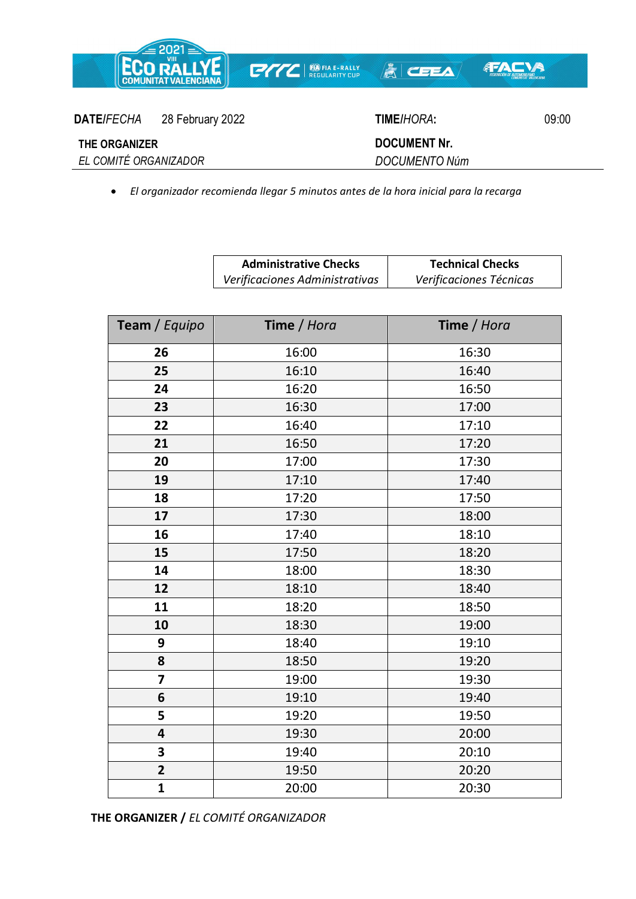| | | | |
|---|---|---|---|
| **DATE**/*FECHA* | 28 February 2022 | **TIME**/*HORA*: | 09:00 |
| **THE ORGANIZER** *EL COMITÉ ORGANIZADOR* | | **DOCUMENT Nr.** *DOCUMENTO Núm* | |

- *El organizador recomienda llegar 5 minutos antes de la hora inicial para la recarga*

| | **Administrative Checks** *Verificaciones Administrativas* | **Technical Checks** *Verificaciones Técnicas* |
|---|---|---|
| **Team** / *Equipo* | **Time** / *Hora* | **Time** / *Hora* |
| **26** | 16:00 | 16:30 |
| **25** | 16:10 | 16:40 |
| **24** | 16:20 | 16:50 |
| **23** | 16:30 | 17:00 |
| **22** | 16:40 | 17:10 |
| **21** | 16:50 | 17:20 |
| **20** | 17:00 | 17:30 |
| **19** | 17:10 | 17:40 |
| **18** | 17:20 | 17:50 |
| **17** | 17:30 | 18:00 |
| **16** | 17:40 | 18:10 |
| **15** | 17:50 | 18:20 |
| **14** | 18:00 | 18:30 |
| **12** | 18:10 | 18:40 |
| **11** | 18:20 | 18:50 |
| **10** | 18:30 | 19:00 |
| **9** | 18:40 | 19:10 |
| **8** | 18:50 | 19:20 |
| **7** | 19:00 | 19:30 |
| **6** | 19:10 | 19:40 |
| **5** | 19:20 | 19:50 |
| **4** | 19:30 | 20:00 |
| **3** | 19:40 | 20:10 |
| **2** | 19:50 | 20:20 |
| **1** | 20:00 | 20:30 |

**THE ORGANIZER /** *EL COMITÉ ORGANIZADOR*